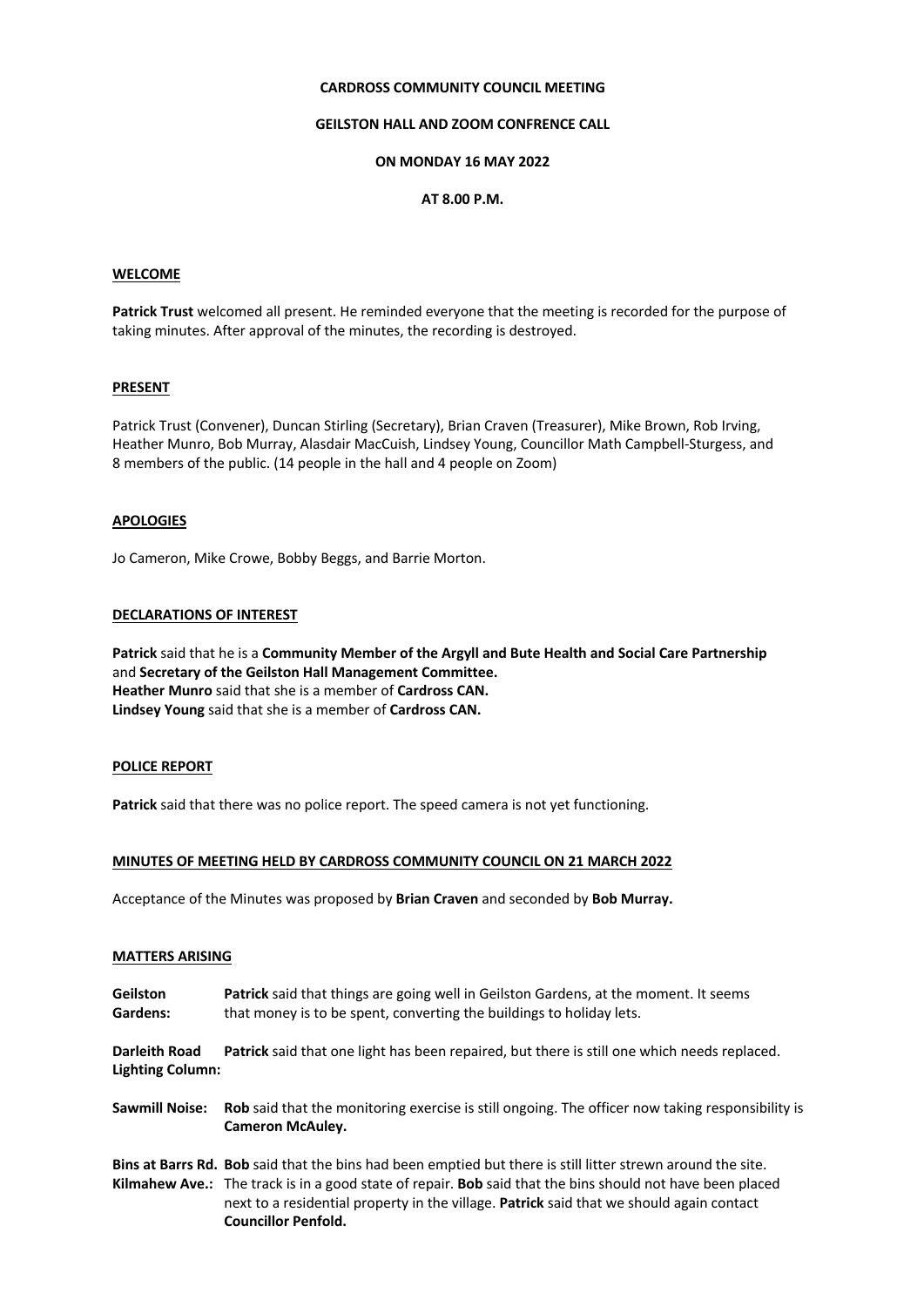**CARDROSS COMMUNITY COUNCIL MEETING**

**GEILSTON HALL AND ZOOM CONFRENCE CALL**

**ON MONDAY 16 MAY 2022**

**AT 8.00 P.M.**

## WELCOME

**Patrick Trust** welcomed all present. He reminded everyone that the meeting is recorded for the purpose of taking minutes. After approval of the minutes, the recording is destroyed.

## PRESENT

Patrick Trust (Convener), Duncan Stirling (Secretary), Brian Craven (Treasurer), Mike Brown, Rob Irving, Heather Munro, Bob Murray, Alasdair MacCuish, Lindsey Young, Councillor Math Campbell-Sturgess, and 8 members of the public. (14 people in the hall and 4 people on Zoom)

## APOLOGIES

Jo Cameron, Mike Crowe, Bobby Beggs, and Barrie Morton.

## DECLARATIONS OF INTEREST

**Patrick** said that he is a **Community Member of the Argyll and Bute Health and Social Care Partnership** and **Secretary of the Geilston Hall Management Committee.**
**Heather Munro** said that she is a member of **Cardross CAN.**
**Lindsey Young** said that she is a member of **Cardross CAN.**

## POLICE REPORT

**Patrick** said that there was no police report. The speed camera is not yet functioning.

## MINUTES OF MEETING HELD BY CARDROSS COMMUNITY COUNCIL ON 21 MARCH 2022

Acceptance of the Minutes was proposed by **Brian Craven** and seconded by **Bob Murray.**

## MATTERS ARISING

**Geilston Gardens:** **Patrick** said that things are going well in Geilston Gardens, at the moment. It seems that money is to be spent, converting the buildings to holiday lets.

**Darleith Road Lighting Column:** **Patrick** said that one light has been repaired, but there is still one which needs replaced.

**Sawmill Noise:** **Rob** said that the monitoring exercise is still ongoing. The officer now taking responsibility is **Cameron McAuley.**

**Bins at Barrs Rd. Kilmahew Ave.:** **Bob** said that the bins had been emptied but there is still litter strewn around the site. The track is in a good state of repair. **Bob** said that the bins should not have been placed next to a residential property in the village. **Patrick** said that we should again contact **Councillor Penfold.**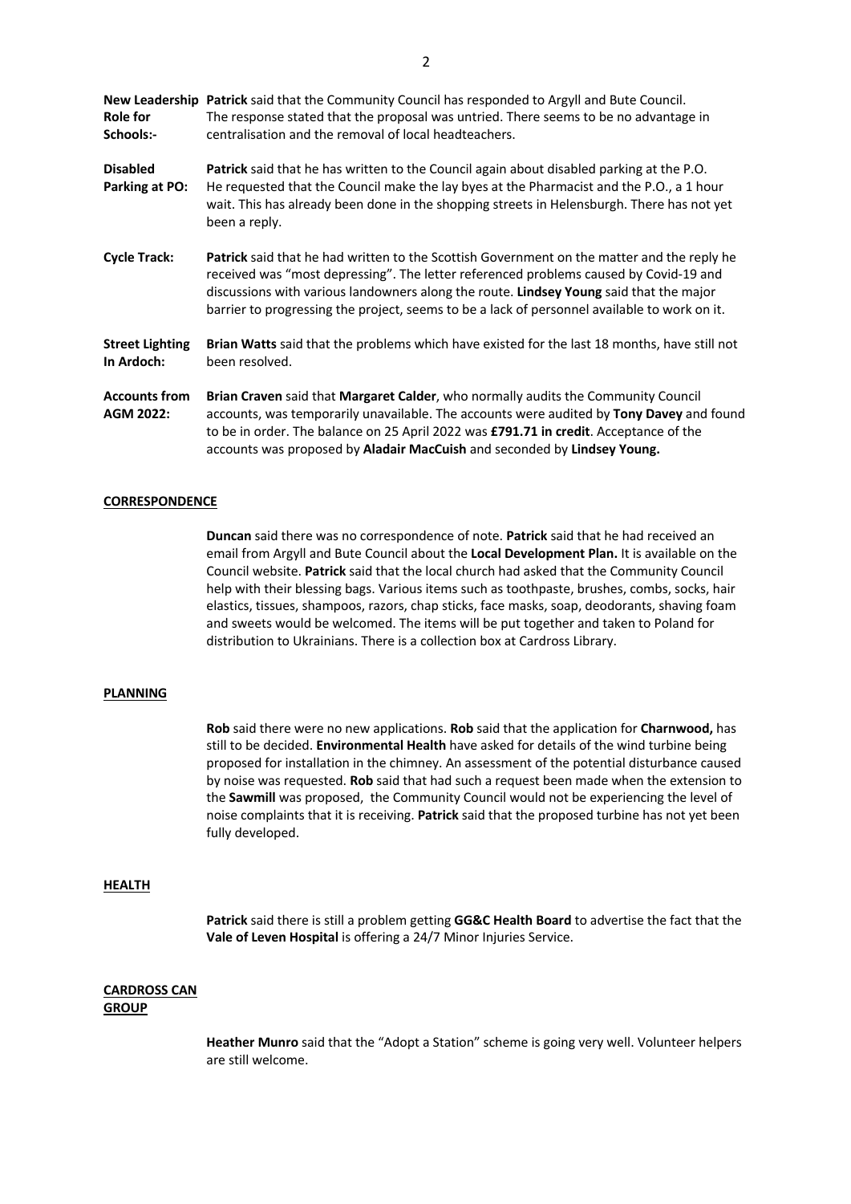**New Leadership Role for Schools:-** **Patrick** said that the Community Council has responded to Argyll and Bute Council. The response stated that the proposal was untried. There seems to be no advantage in centralisation and the removal of local headteachers.

**Disabled Parking at PO:** **Patrick** said that he has written to the Council again about disabled parking at the P.O. He requested that the Council make the lay byes at the Pharmacist and the P.O., a 1 hour wait. This has already been done in the shopping streets in Helensburgh. There has not yet been a reply.

**Cycle Track:** **Patrick** said that he had written to the Scottish Government on the matter and the reply he received was "most depressing". The letter referenced problems caused by Covid-19 and discussions with various landowners along the route. **Lindsey Young** said that the major barrier to progressing the project, seems to be a lack of personnel available to work on it.

**Street Lighting In Ardoch:** **Brian Watts** said that the problems which have existed for the last 18 months, have still not been resolved.

**Accounts from AGM 2022:** **Brian Craven** said that **Margaret Calder**, who normally audits the Community Council accounts, was temporarily unavailable. The accounts were audited by **Tony Davey** and found to be in order. The balance on 25 April 2022 was **£791.71 in credit**. Acceptance of the accounts was proposed by **Aladair MacCuish** and seconded by **Lindsey Young.**

## CORRESPONDENCE

**Duncan** said there was no correspondence of note. **Patrick** said that he had received an email from Argyll and Bute Council about the **Local Development Plan.** It is available on the Council website. **Patrick** said that the local church had asked that the Community Council help with their blessing bags. Various items such as toothpaste, brushes, combs, socks, hair elastics, tissues, shampoos, razors, chap sticks, face masks, soap, deodorants, shaving foam and sweets would be welcomed. The items will be put together and taken to Poland for distribution to Ukrainians. There is a collection box at Cardross Library.

## PLANNING

**Rob** said there were no new applications. **Rob** said that the application for **Charnwood,** has still to be decided. **Environmental Health** have asked for details of the wind turbine being proposed for installation in the chimney. An assessment of the potential disturbance caused by noise was requested. **Rob** said that had such a request been made when the extension to the **Sawmill** was proposed, the Community Council would not be experiencing the level of noise complaints that it is receiving. **Patrick** said that the proposed turbine has not yet been fully developed.

## HEALTH

**Patrick** said there is still a problem getting **GG&C Health Board** to advertise the fact that the **Vale of Leven Hospital** is offering a 24/7 Minor Injuries Service.

## CARDROSS CAN GROUP

**Heather Munro** said that the "Adopt a Station" scheme is going very well. Volunteer helpers are still welcome.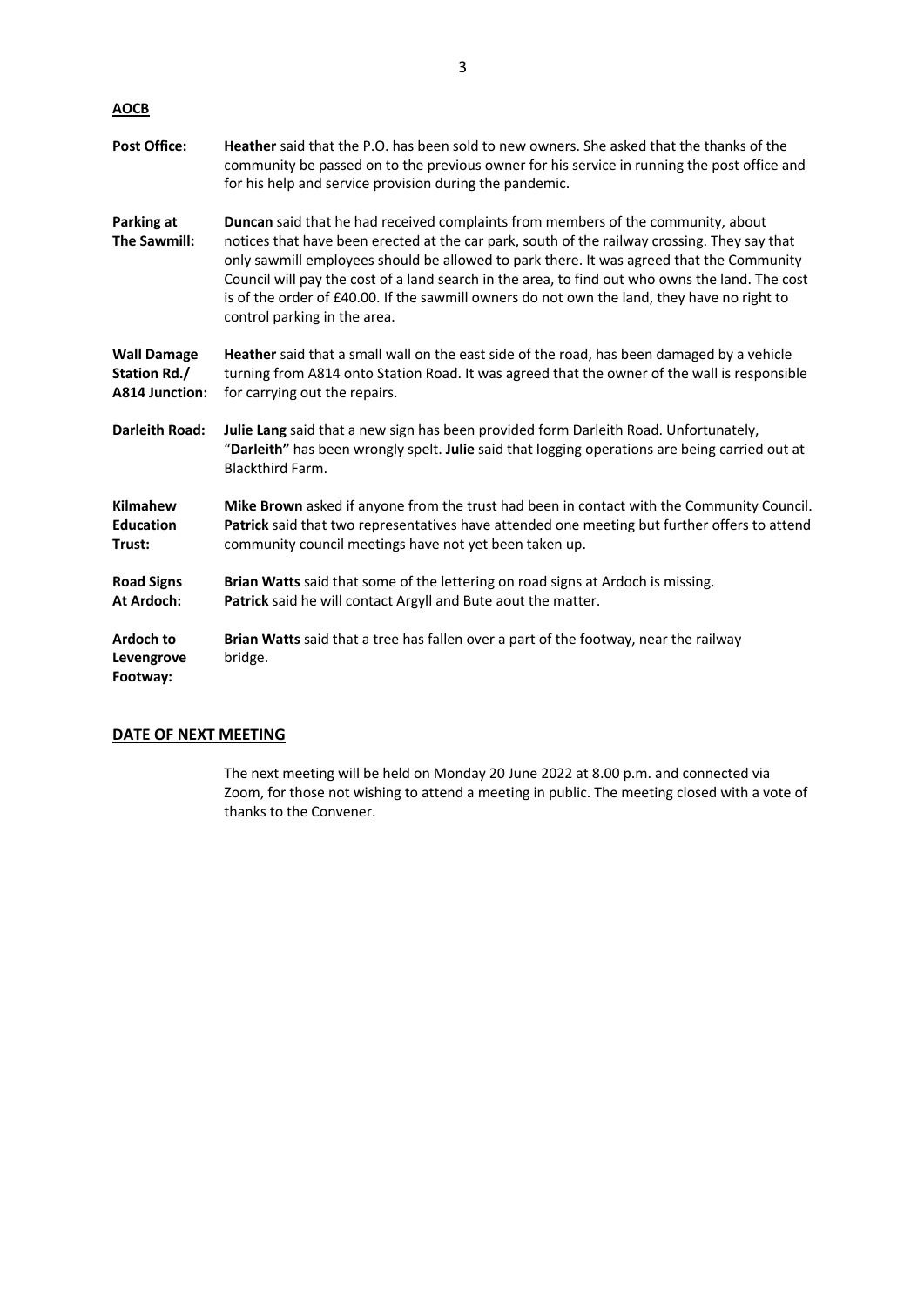**AOCB**

**Post Office:** **Heather** said that the P.O. has been sold to new owners. She asked that the thanks of the community be passed on to the previous owner for his service in running the post office and for his help and service provision during the pandemic.

**Parking at The Sawmill:** **Duncan** said that he had received complaints from members of the community, about notices that have been erected at the car park, south of the railway crossing. They say that only sawmill employees should be allowed to park there. It was agreed that the Community Council will pay the cost of a land search in the area, to find out who owns the land. The cost is of the order of £40.00. If the sawmill owners do not own the land, they have no right to control parking in the area.

**Wall Damage Station Rd./ A814 Junction:** **Heather** said that a small wall on the east side of the road, has been damaged by a vehicle turning from A814 onto Station Road. It was agreed that the owner of the wall is responsible for carrying out the repairs.

**Darleith Road:** **Julie Lang** said that a new sign has been provided form Darleith Road. Unfortunately, "**Darleith"** has been wrongly spelt. **Julie** said that logging operations are being carried out at Blackthird Farm.

**Kilmahew Education Trust:** **Mike Brown** asked if anyone from the trust had been in contact with the Community Council. **Patrick** said that two representatives have attended one meeting but further offers to attend community council meetings have not yet been taken up.

**Road Signs At Ardoch:** **Brian Watts** said that some of the lettering on road signs at Ardoch is missing. **Patrick** said he will contact Argyll and Bute aout the matter.

**Ardoch to Levengrove Footway:** **Brian Watts** said that a tree has fallen over a part of the footway, near the railway bridge.

## DATE OF NEXT MEETING

The next meeting will be held on Monday 20 June 2022 at 8.00 p.m. and connected via Zoom, for those not wishing to attend a meeting in public. The meeting closed with a vote of thanks to the Convener.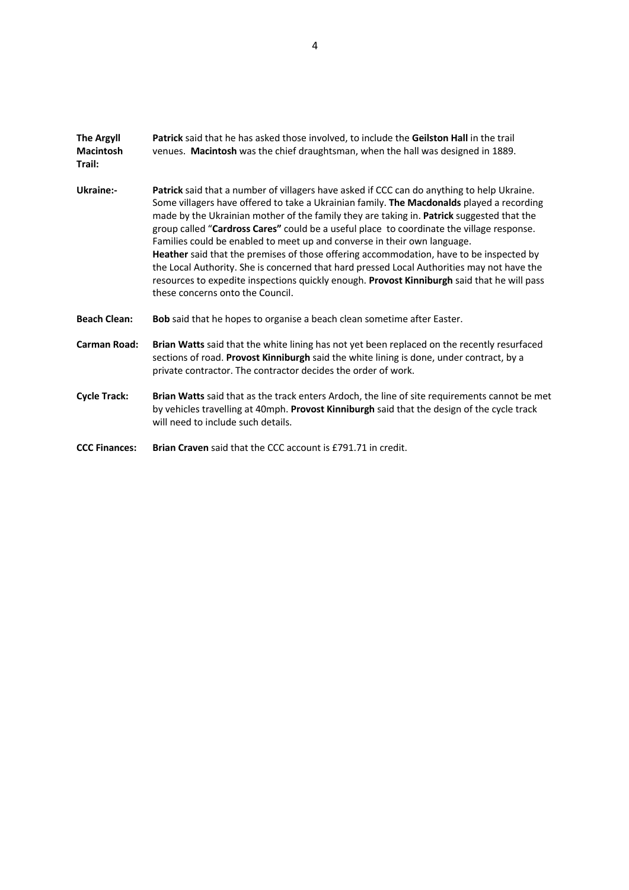**The Argyll Macintosh Trail:** **Patrick** said that he has asked those involved, to include the **Geilston Hall** in the trail venues. **Macintosh** was the chief draughtsman, when the hall was designed in 1889.

**Ukraine:-** **Patrick** said that a number of villagers have asked if CCC can do anything to help Ukraine. Some villagers have offered to take a Ukrainian family. **The Macdonalds** played a recording made by the Ukrainian mother of the family they are taking in. **Patrick** suggested that the group called "**Cardross Cares"** could be a useful place to coordinate the village response. Families could be enabled to meet up and converse in their own language.
**Heather** said that the premises of those offering accommodation, have to be inspected by the Local Authority. She is concerned that hard pressed Local Authorities may not have the resources to expedite inspections quickly enough. **Provost Kinniburgh** said that he will pass these concerns onto the Council.

**Beach Clean:** **Bob** said that he hopes to organise a beach clean sometime after Easter.

**Carman Road:** **Brian Watts** said that the white lining has not yet been replaced on the recently resurfaced sections of road. **Provost Kinniburgh** said the white lining is done, under contract, by a private contractor. The contractor decides the order of work.

**Cycle Track:** **Brian Watts** said that as the track enters Ardoch, the line of site requirements cannot be met by vehicles travelling at 40mph. **Provost Kinniburgh** said that the design of the cycle track will need to include such details.

**CCC Finances:** **Brian Craven** said that the CCC account is £791.71 in credit.